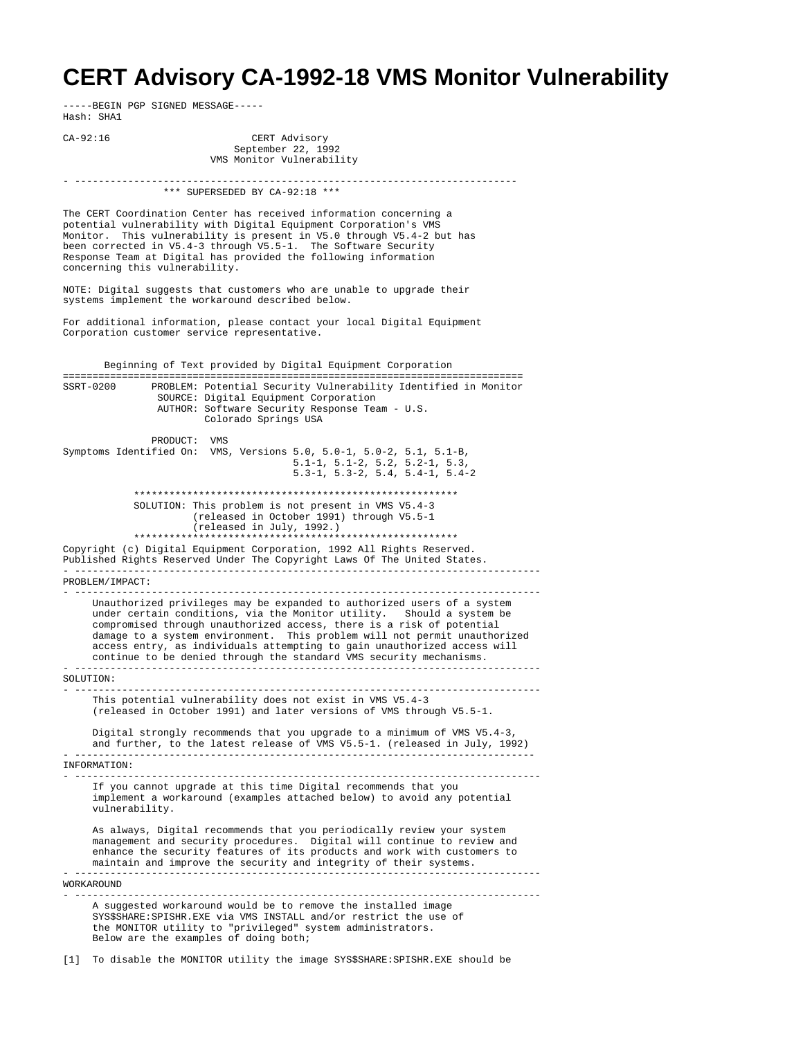# CERT Advisory CA-1992-18 VMS Monitor Vulnerability

```
-----BEGIN PGP SIGNED MESSAGE-----
Hash: SHA1

CA-92:16                        CERT Advisory
                              September 22, 1992
                          VMS Monitor Vulnerability

- ---------------------------------------------------------------------------
                  *** SUPERSEDED BY CA-92:18 ***

The CERT Coordination Center has received information concerning a
potential vulnerability with Digital Equipment Corporation's VMS
Monitor.  This vulnerability is present in V5.0 through V5.4-2 but has
been corrected in V5.4-3 through V5.5-1.  The Software Security
Response Team at Digital has provided the following information
concerning this vulnerability.

NOTE: Digital suggests that customers who are unable to upgrade their
systems implement the workaround described below.

For additional information, please contact your local Digital Equipment
Corporation customer service representative.


       Beginning of Text provided by Digital Equipment Corporation
==============================================================================
SSRT-0200      PROBLEM: Potential Security Vulnerability Identified in Monitor
                SOURCE: Digital Equipment Corporation
                AUTHOR: Software Security Response Team - U.S.
                        Colorado Springs USA

               PRODUCT:  VMS
Symptoms Identified On:  VMS, Versions 5.0, 5.0-1, 5.0-2, 5.1, 5.1-B,
                                       5.1-1, 5.1-2, 5.2, 5.2-1, 5.3,
                                       5.3-1, 5.3-2, 5.4, 5.4-1, 5.4-2

            *****************************************************
            SOLUTION: This problem is not present in VMS V5.4-3
                      (released in October 1991) through V5.5-1
                      (released in July, 1992.)
            *****************************************************
Copyright (c) Digital Equipment Corporation, 1992 All Rights Reserved.
Published Rights Reserved Under The Copyright Laws Of The United States.
- -------------------------------------------------------------------------------
PROBLEM/IMPACT:
- -------------------------------------------------------------------------------
     Unauthorized privileges may be expanded to authorized users of a system
     under certain conditions, via the Monitor utility.   Should a system be
     compromised through unauthorized access, there is a risk of potential
     damage to a system environment.  This problem will not permit unauthorized
     access entry, as individuals attempting to gain unauthorized access will
     continue to be denied through the standard VMS security mechanisms.
- -------------------------------------------------------------------------------
SOLUTION:
- -------------------------------------------------------------------------------
     This potential vulnerability does not exist in VMS V5.4-3
     (released in October 1991) and later versions of VMS through V5.5-1.

     Digital strongly recommends that you upgrade to a minimum of VMS V5.4-3,
     and further, to the latest release of VMS V5.5-1. (released in July, 1992)
- ------------------------------------------------------------------------------
INFORMATION:
- -------------------------------------------------------------------------------
     If you cannot upgrade at this time Digital recommends that you
     implement a workaround (examples attached below) to avoid any potential
     vulnerability.

     As always, Digital recommends that you periodically review your system
     management and security procedures.  Digital will continue to review and
     enhance the security features of its products and work with customers to
     maintain and improve the security and integrity of their systems.
- -------------------------------------------------------------------------------
WORKAROUND
- -------------------------------------------------------------------------------
     A suggested workaround would be to remove the installed image
     SYS$SHARE:SPISHR.EXE via VMS INSTALL and/or restrict the use of
     the MONITOR utility to "privileged" system administrators.
     Below are the examples of doing both;

[1]  To disable the MONITOR utility the image SYS$SHARE:SPISHR.EXE should be
```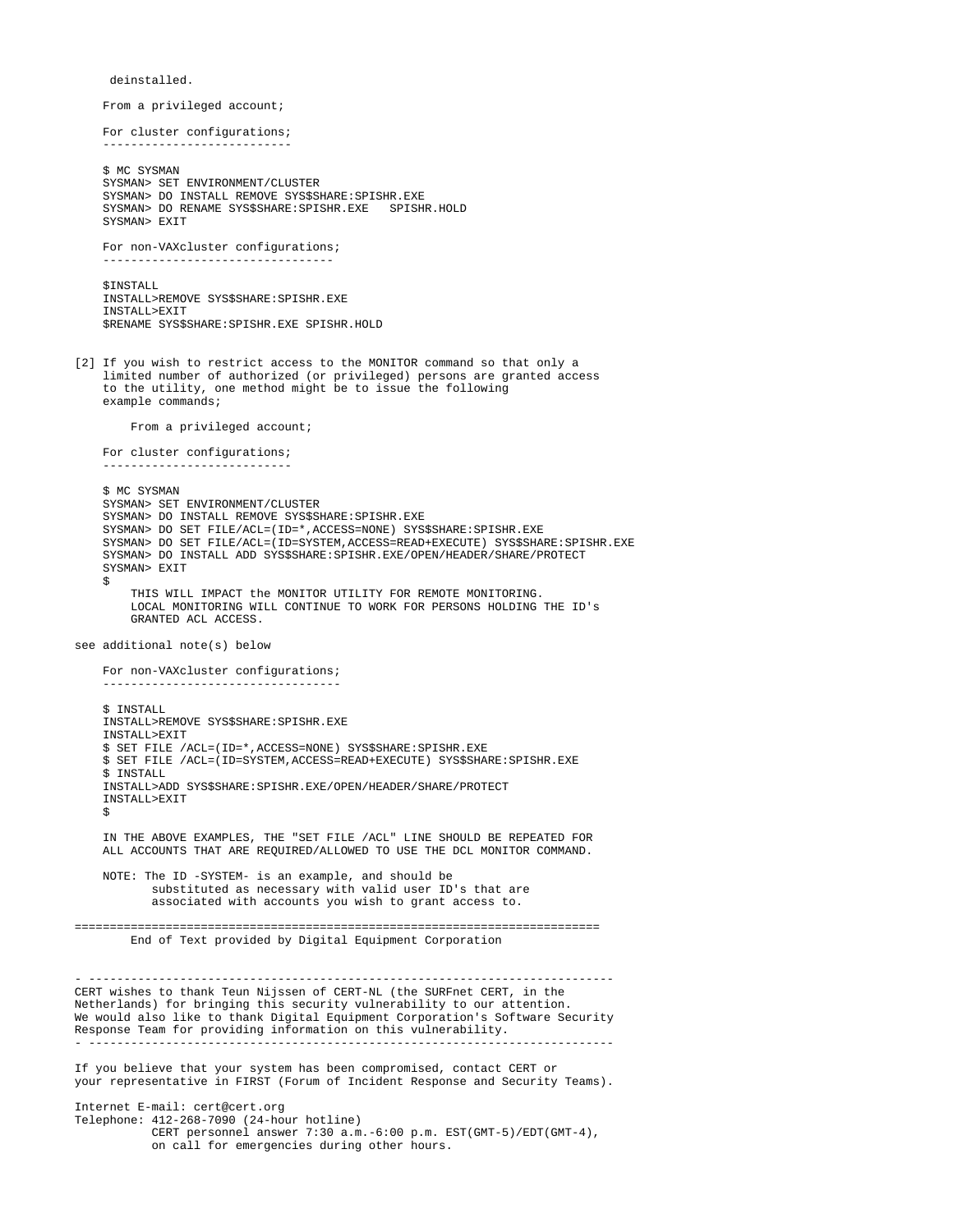deinstalled.

From a privileged account;

For cluster configurations;
--------------------------

```
$ MC SYSMAN
SYSMAN> SET ENVIRONMENT/CLUSTER
SYSMAN> DO INSTALL REMOVE SYS$SHARE:SPISHR.EXE
SYSMAN> DO RENAME SYS$SHARE:SPISHR.EXE   SPISHR.HOLD
SYSMAN> EXIT
```

For non-VAXcluster configurations;
--------------------------------

```
$INSTALL
INSTALL>REMOVE SYS$SHARE:SPISHR.EXE
INSTALL>EXIT
$RENAME SYS$SHARE:SPISHR.EXE SPISHR.HOLD
```

[2] If you wish to restrict access to the MONITOR command so that only a limited number of authorized (or privileged) persons are granted access to the utility, one method might be to issue the following example commands;

From a privileged account;

For cluster configurations;
--------------------------

```
$ MC SYSMAN
SYSMAN> SET ENVIRONMENT/CLUSTER
SYSMAN> DO INSTALL REMOVE SYS$SHARE:SPISHR.EXE
SYSMAN> DO SET FILE/ACL=(ID=*,ACCESS=NONE) SYS$SHARE:SPISHR.EXE
SYSMAN> DO SET FILE/ACL=(ID=SYSTEM,ACCESS=READ+EXECUTE) SYS$SHARE:SPISHR.EXE
SYSMAN> DO INSTALL ADD SYS$SHARE:SPISHR.EXE/OPEN/HEADER/SHARE/PROTECT
SYSMAN> EXIT
$
```

THIS WILL IMPACT the MONITOR UTILITY FOR REMOTE MONITORING. LOCAL MONITORING WILL CONTINUE TO WORK FOR PERSONS HOLDING THE ID's GRANTED ACL ACCESS.

see additional note(s) below

For non-VAXcluster configurations;
---------------------------------

```
$ INSTALL
INSTALL>REMOVE SYS$SHARE:SPISHR.EXE
INSTALL>EXIT
$ SET FILE /ACL=(ID=*,ACCESS=NONE) SYS$SHARE:SPISHR.EXE
$ SET FILE /ACL=(ID=SYSTEM,ACCESS=READ+EXECUTE) SYS$SHARE:SPISHR.EXE
$ INSTALL
INSTALL>ADD SYS$SHARE:SPISHR.EXE/OPEN/HEADER/SHARE/PROTECT
INSTALL>EXIT
$
```

IN THE ABOVE EXAMPLES, THE "SET FILE /ACL" LINE SHOULD BE REPEATED FOR ALL ACCOUNTS THAT ARE REQUIRED/ALLOWED TO USE THE DCL MONITOR COMMAND.

NOTE: The ID -SYSTEM- is an example, and should be substituted as necessary with valid user ID's that are associated with accounts you wish to grant access to.

=========================================================================

End of Text provided by Digital Equipment Corporation

- ---------------------------------------------------------------------------

CERT wishes to thank Teun Nijssen of CERT-NL (the SURFnet CERT, in the Netherlands) for bringing this security vulnerability to our attention. We would also like to thank Digital Equipment Corporation's Software Security Response Team for providing information on this vulnerability.

- ---------------------------------------------------------------------------

If you believe that your system has been compromised, contact CERT or your representative in FIRST (Forum of Incident Response and Security Teams).

Internet E-mail: cert@cert.org
Telephone: 412-268-7090 (24-hour hotline)
CERT personnel answer 7:30 a.m.-6:00 p.m. EST(GMT-5)/EDT(GMT-4), on call for emergencies during other hours.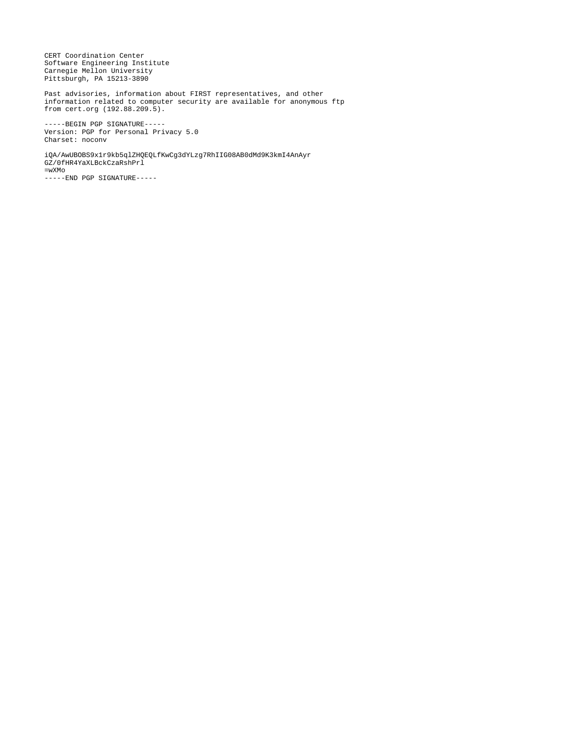CERT Coordination Center
Software Engineering Institute
Carnegie Mellon University
Pittsburgh, PA 15213-3890

Past advisories, information about FIRST representatives, and other information related to computer security are available for anonymous ftp from cert.org (192.88.209.5).

```
-----BEGIN PGP SIGNATURE-----
Version: PGP for Personal Privacy 5.0
Charset: noconv

iQA/AwUBOBS9x1r9kb5qlZHQEQLfKwCg3dYLzg7RhIIG08AB0dMd9K3kmI4AnAyr
GZ/0fHR4YaXLBckCzaRshPrl
=wXMo
-----END PGP SIGNATURE-----
```